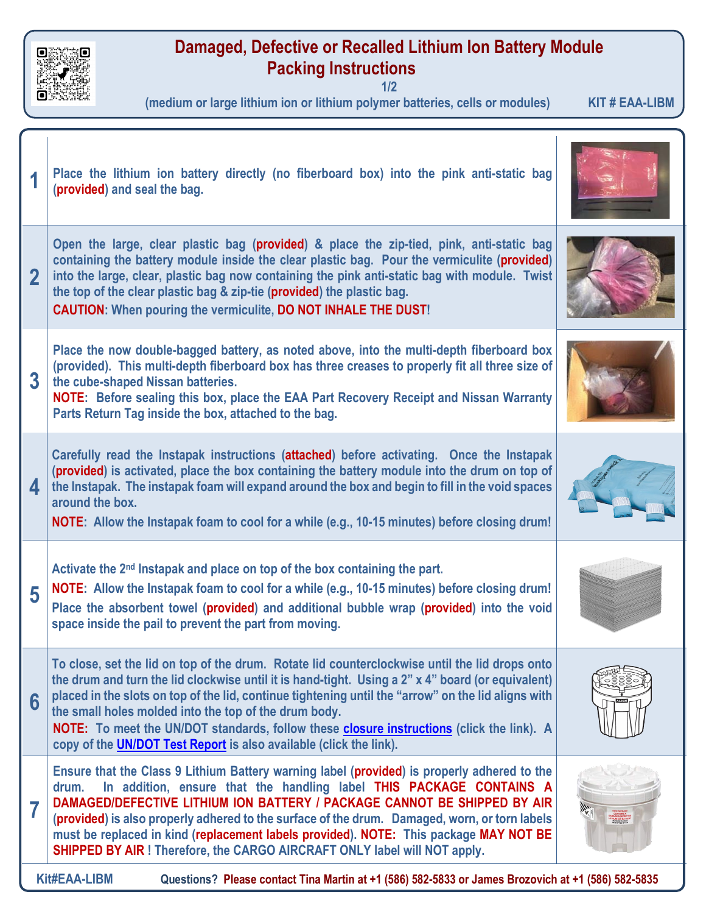# Damaged, Defective or Recalled Lithium Ion Battery Module Packing Instructions

1/2

(medium or large lithium ion or lithium polymer batteries, cells or modules) **KIT # EAA-LIBM**

| | |
|---|---|
| **1** | Place the lithium ion battery directly (no fiberboard box) into the pink anti-static bag (**provided**) and seal the bag. |
| **2** | Open the large, clear plastic bag (**provided**) & place the zip-tied, pink, anti-static bag containing the battery module inside the clear plastic bag. Pour the vermiculite (**provided**) into the large, clear, plastic bag now containing the pink anti-static bag with module. Twist the top of the clear plastic bag & zip-tie (**provided**) the plastic bag. **CAUTION**: When pouring the vermiculite, **DO NOT INHALE THE DUST**! |
| **3** | Place the now double-bagged battery, as noted above, into the multi-depth fiberboard box (provided). This multi-depth fiberboard box has three creases to properly fit all three size of the cube-shaped Nissan batteries. **NOTE**: Before sealing this box, place the EAA Part Recovery Receipt and Nissan Warranty Parts Return Tag inside the box, attached to the bag. |
| **4** | Carefully read the Instapak instructions (**attached**) before activating. Once the Instapak (**provided**) is activated, place the box containing the battery module into the drum on top of the Instapak. The instapak foam will expand around the box and begin to fill in the void spaces around the box. **NOTE**: Allow the Instapak foam to cool for a while (e.g., 10-15 minutes) before closing drum! |
| **5** | Activate the 2nd Instapak and place on top of the box containing the part. **NOTE**: Allow the Instapak foam to cool for a while (e.g., 10-15 minutes) before closing drum! Place the absorbent towel (**provided**) and additional bubble wrap (**provided**) into the void space inside the pail to prevent the part from moving. |
| **6** | To close, set the lid on top of the drum. Rotate lid counterclockwise until the lid drops onto the drum and turn the lid clockwise until it is hand-tight. Using a 2" x 4" board (or equivalent) placed in the slots on top of the lid, continue tightening until the "arrow" on the lid aligns with the small holes molded into the top of the drum body. **NOTE:** To meet the UN/DOT standards, follow these [closure instructions] (click the link). A copy of the [UN/DOT Test Report] is also available (click the link). |
| **7** | Ensure that the Class 9 Lithium Battery warning label (**provided**) is properly adhered to the drum. In addition, ensure that the handling label **THIS PACKAGE CONTAINS A DAMAGED/DEFECTIVE LITHIUM ION BATTERY / PACKAGE CANNOT BE SHIPPED BY AIR** (**provided**) is also properly adhered to the surface of the drum. Damaged, worn, or torn labels must be replaced in kind (**replacement labels provided**). **NOTE:** This package **MAY NOT BE SHIPPED BY AIR** ! Therefore, the CARGO AIRCRAFT ONLY label will NOT apply. |

**Kit#EAA-LIBM** Questions? **Please contact Tina Martin at +1 (586) 582-5833 or James Brozovich at +1 (586) 582-5835**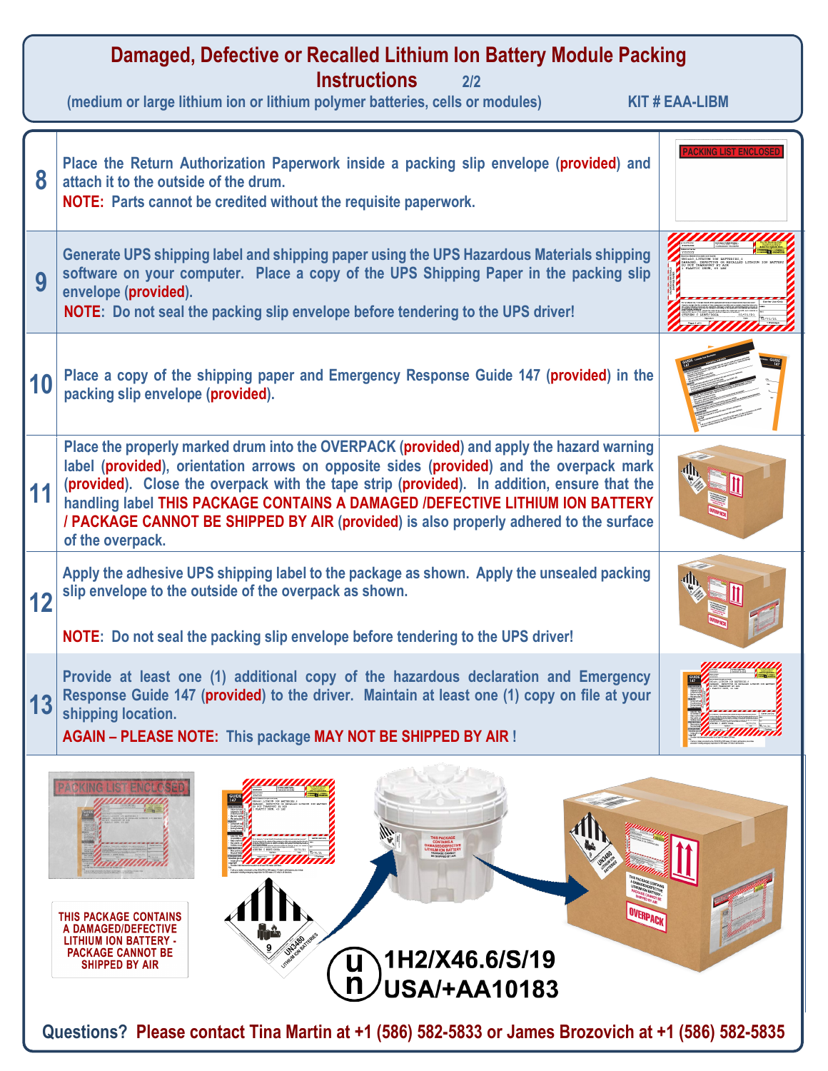# Damaged, Defective or Recalled Lithium Ion Battery Module Packing Instructions 2/2

(medium or large lithium ion or lithium polymer batteries, cells or modules) **KIT # EAA-LIBM**

| | |
|---|---|
| **8** | Place the Return Authorization Paperwork inside a packing slip envelope (**provided**) and attach it to the outside of the drum. **NOTE:** Parts cannot be credited without the requisite paperwork. |
| **9** | Generate UPS shipping label and shipping paper using the UPS Hazardous Materials shipping software on your computer. Place a copy of the UPS Shipping Paper in the packing slip envelope (**provided**). **NOTE:** Do not seal the packing slip envelope before tendering to the UPS driver! |
| **10** | Place a copy of the shipping paper and Emergency Response Guide 147 (**provided**) in the packing slip envelope (**provided**). |
| **11** | Place the properly marked drum into the OVERPACK (**provided**) and apply the hazard warning label (**provided**), orientation arrows on opposite sides (**provided**) and the overpack mark (**provided**). Close the overpack with the tape strip (**provided**). In addition, ensure that the handling label **THIS PACKAGE CONTAINS A DAMAGED /DEFECTIVE LITHIUM ION BATTERY / PACKAGE CANNOT BE SHIPPED BY AIR** (**provided**) is also properly adhered to the surface of the overpack. |
| **12** | Apply the adhesive UPS shipping label to the package as shown. Apply the unsealed packing slip envelope to the outside of the overpack as shown. **NOTE:** Do not seal the packing slip envelope before tendering to the UPS driver! |
| **13** | Provide at least one (1) additional copy of the hazardous declaration and Emergency Response Guide 147 (**provided**) to the driver. Maintain at least one (1) copy on file at your shipping location. **AGAIN – PLEASE NOTE:** This package **MAY NOT BE SHIPPED BY AIR** ! |

PACKING LIST ENCLOSED

THIS PACKAGE CONTAINS A DAMAGED/DEFECTIVE LITHIUM ION BATTERY - PACKAGE CANNOT BE SHIPPED BY AIR

UN3480 LITHIUM ION BATTERIES

OVERPACK

1H2/X46.6/S/19
USA/+AA10183

**Questions? Please contact Tina Martin at +1 (586) 582-5833 or James Brozovich at +1 (586) 582-5835**